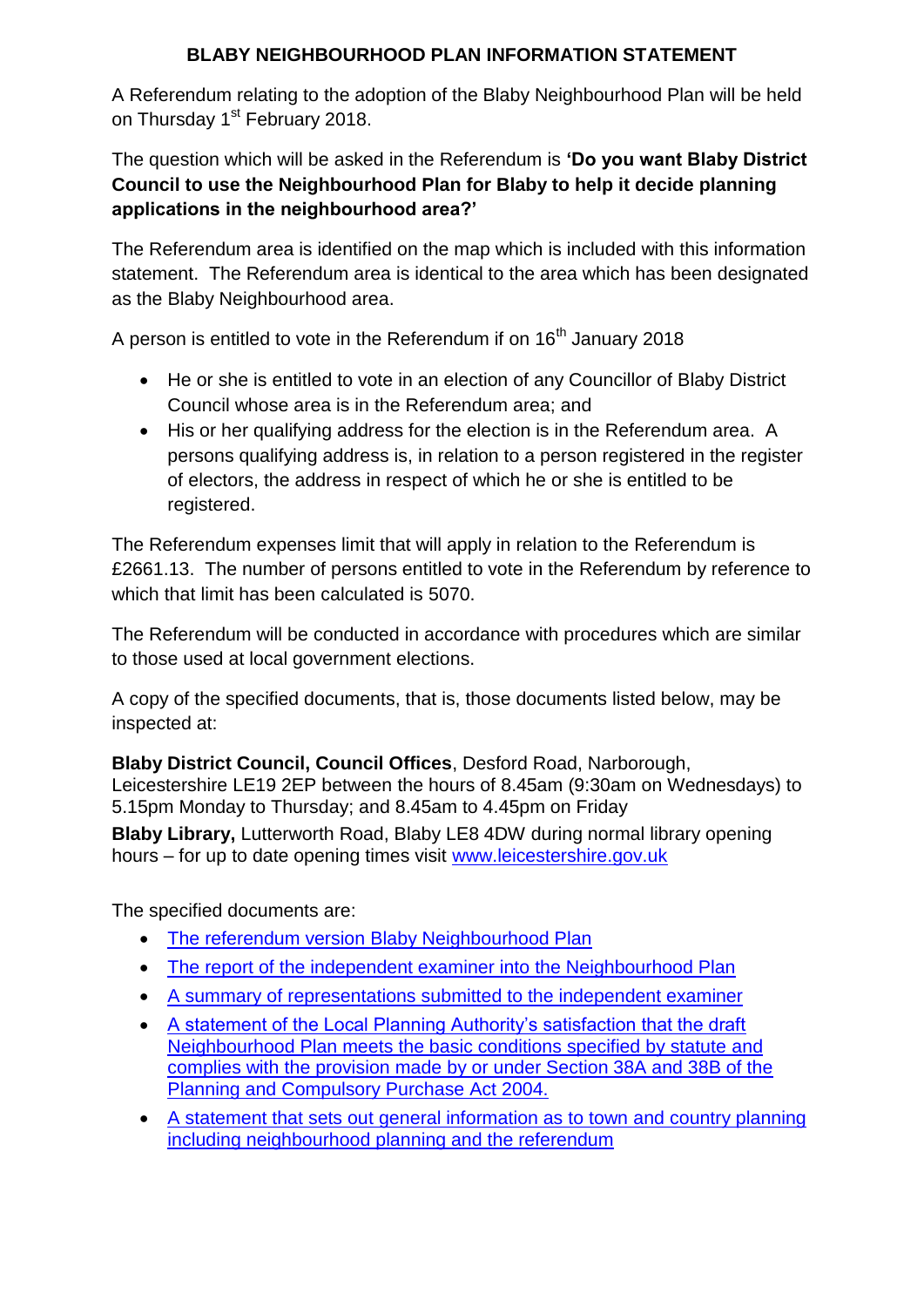# BLABY NEIGHBOURHOOD PLAN INFORMATION STATEMENT

A Referendum relating to the adoption of the Blaby Neighbourhood Plan will be held on Thursday 1st February 2018.

The question which will be asked in the Referendum is **'Do you want Blaby District Council to use the Neighbourhood Plan for Blaby to help it decide planning applications in the neighbourhood area?'**

The Referendum area is identified on the map which is included with this information statement. The Referendum area is identical to the area which has been designated as the Blaby Neighbourhood area.

A person is entitled to vote in the Referendum if on 16th January 2018

- He or she is entitled to vote in an election of any Councillor of Blaby District Council whose area is in the Referendum area; and
- His or her qualifying address for the election is in the Referendum area. A persons qualifying address is, in relation to a person registered in the register of electors, the address in respect of which he or she is entitled to be registered.

The Referendum expenses limit that will apply in relation to the Referendum is £2661.13. The number of persons entitled to vote in the Referendum by reference to which that limit has been calculated is 5070.

The Referendum will be conducted in accordance with procedures which are similar to those used at local government elections.

A copy of the specified documents, that is, those documents listed below, may be inspected at:

**Blaby District Council, Council Offices**, Desford Road, Narborough, Leicestershire LE19 2EP between the hours of 8.45am (9:30am on Wednesdays) to 5.15pm Monday to Thursday; and 8.45am to 4.45pm on Friday

**Blaby Library,** Lutterworth Road, Blaby LE8 4DW during normal library opening hours – for up to date opening times visit www.leicestershire.gov.uk

The specified documents are:

- The referendum version Blaby Neighbourhood Plan
- The report of the independent examiner into the Neighbourhood Plan
- A summary of representations submitted to the independent examiner
- A statement of the Local Planning Authority's satisfaction that the draft Neighbourhood Plan meets the basic conditions specified by statute and complies with the provision made by or under Section 38A and 38B of the Planning and Compulsory Purchase Act 2004.
- A statement that sets out general information as to town and country planning including neighbourhood planning and the referendum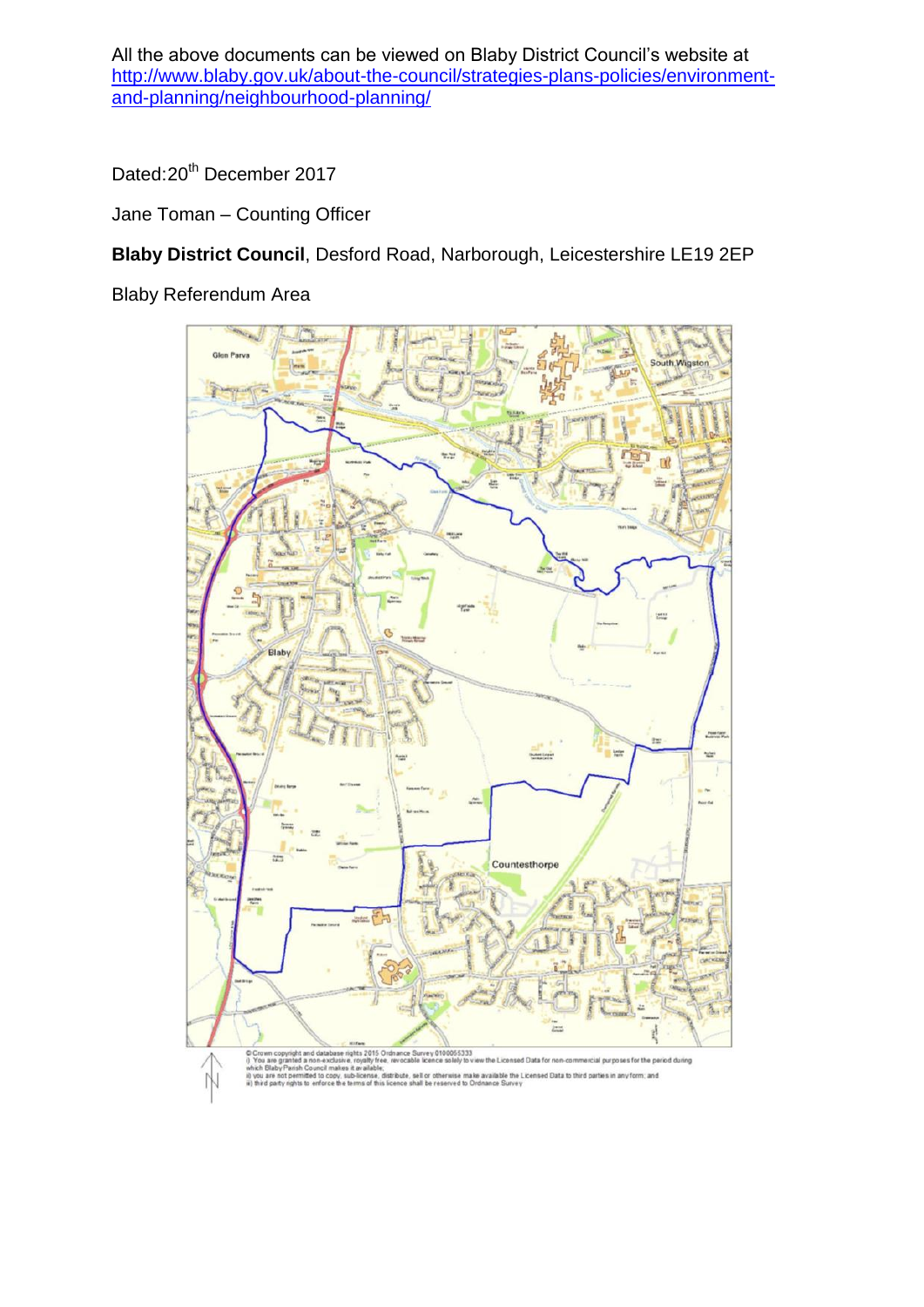All the above documents can be viewed on Blaby District Council's website at http://www.blaby.gov.uk/about-the-council/strategies-plans-policies/environment-and-planning/neighbourhood-planning/

Dated:20th December 2017

Jane Toman – Counting Officer

**Blaby District Council**, Desford Road, Narborough, Leicestershire LE19 2EP

Blaby Referendum Area

Glen Parva

South Wigston

Blaby

Countesthorpe

© Crown copyright and database rights 2015 Ordnance Survey 0100055333
i) You are granted a non-exclusive, royalty free, revocable licence solely to view the Licensed Data for non-commercial purposes for the period during which Blaby Parish Council makes it available;
ii) you are not permitted to copy, sub-license, distribute, sell or otherwise make available the Licensed Data to third parties in any form; and
iii) third party rights to enforce the terms of this licence shall be reserved to Ordnance Survey

N